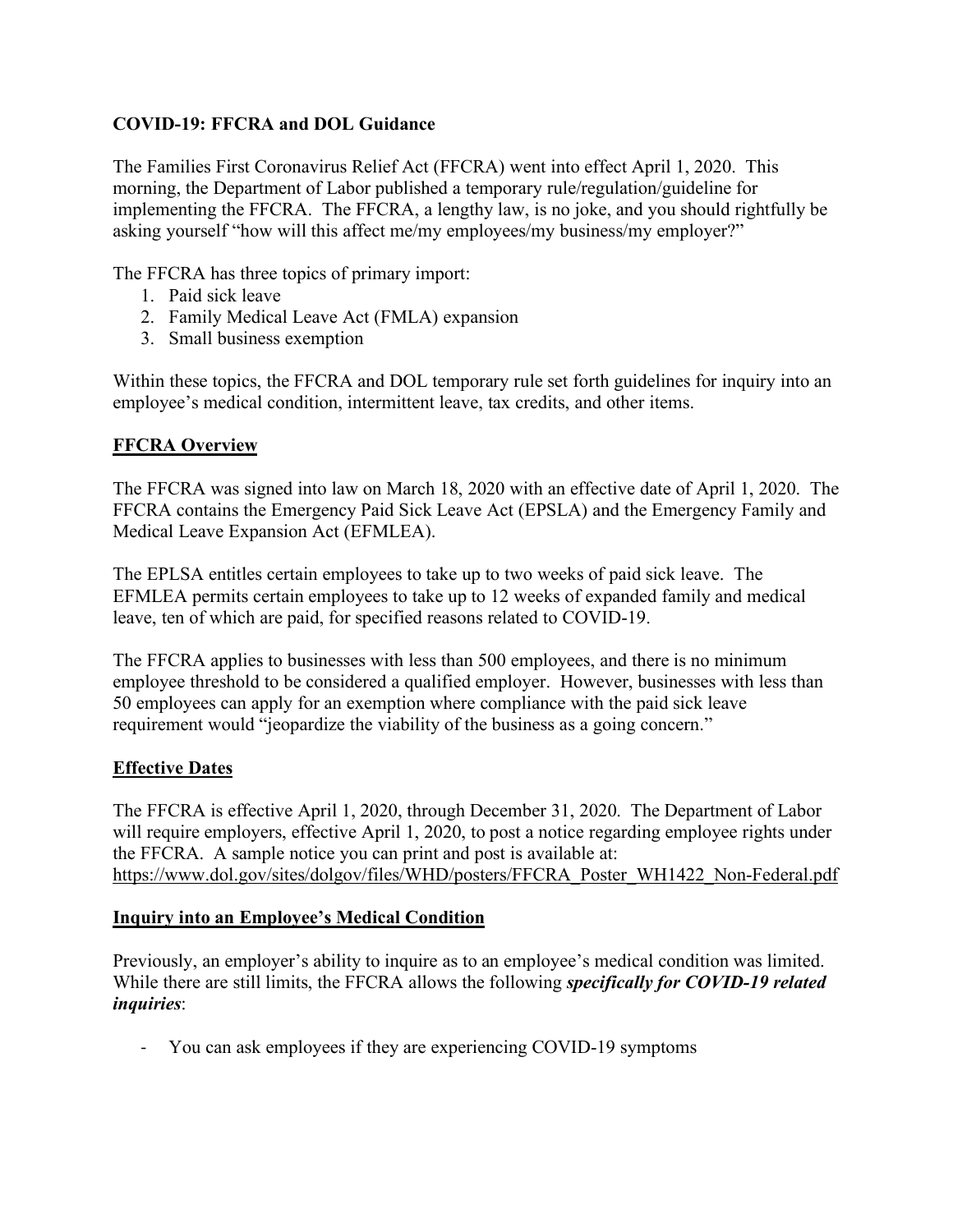**COVID-19: FFCRA and DOL Guidance**

The Families First Coronavirus Relief Act (FFCRA) went into effect April 1, 2020. This morning, the Department of Labor published a temporary rule/regulation/guideline for implementing the FFCRA. The FFCRA, a lengthy law, is no joke, and you should rightfully be asking yourself "how will this affect me/my employees/my business/my employer?"

The FFCRA has three topics of primary import:

1. Paid sick leave
2. Family Medical Leave Act (FMLA) expansion
3. Small business exemption

Within these topics, the FFCRA and DOL temporary rule set forth guidelines for inquiry into an employee's medical condition, intermittent leave, tax credits, and other items.

## FFCRA Overview

The FFCRA was signed into law on March 18, 2020 with an effective date of April 1, 2020. The FFCRA contains the Emergency Paid Sick Leave Act (EPSLA) and the Emergency Family and Medical Leave Expansion Act (EFMLEA).

The EPLSA entitles certain employees to take up to two weeks of paid sick leave. The EFMLEA permits certain employees to take up to 12 weeks of expanded family and medical leave, ten of which are paid, for specified reasons related to COVID-19.

The FFCRA applies to businesses with less than 500 employees, and there is no minimum employee threshold to be considered a qualified employer. However, businesses with less than 50 employees can apply for an exemption where compliance with the paid sick leave requirement would "jeopardize the viability of the business as a going concern."

## Effective Dates

The FFCRA is effective April 1, 2020, through December 31, 2020. The Department of Labor will require employers, effective April 1, 2020, to post a notice regarding employee rights under the FFCRA. A sample notice you can print and post is available at: https://www.dol.gov/sites/dolgov/files/WHD/posters/FFCRA_Poster_WH1422_Non-Federal.pdf

## Inquiry into an Employee's Medical Condition

Previously, an employer's ability to inquire as to an employee's medical condition was limited. While there are still limits, the FFCRA allows the following ***specifically for COVID-19 related inquiries***:

- You can ask employees if they are experiencing COVID-19 symptoms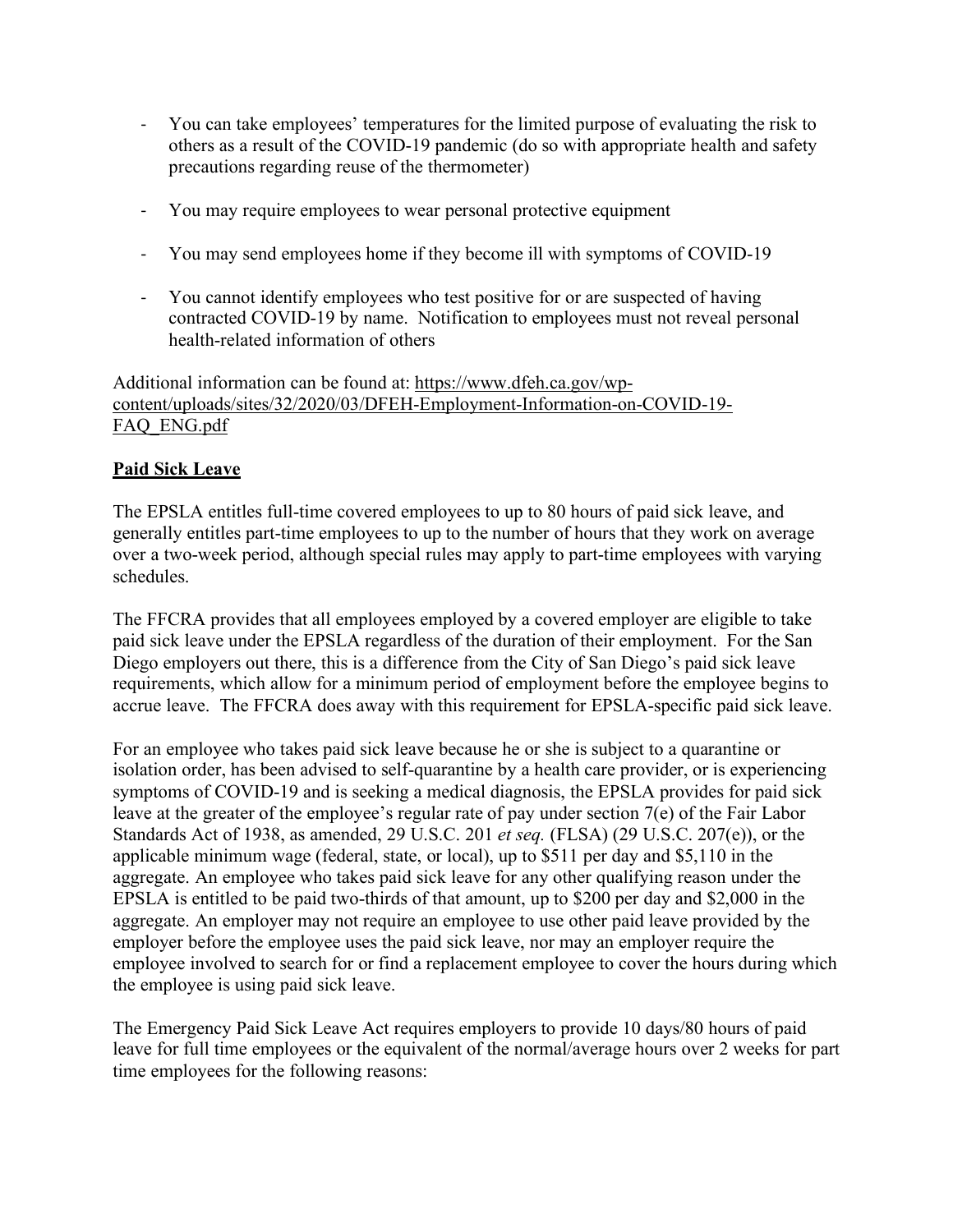- You can take employees' temperatures for the limited purpose of evaluating the risk to others as a result of the COVID-19 pandemic (do so with appropriate health and safety precautions regarding reuse of the thermometer)
- You may require employees to wear personal protective equipment
- You may send employees home if they become ill with symptoms of COVID-19
- You cannot identify employees who test positive for or are suspected of having contracted COVID-19 by name. Notification to employees must not reveal personal health-related information of others

Additional information can be found at: [https://www.dfeh.ca.gov/wp-content/uploads/sites/32/2020/03/DFEH-Employment-Information-on-COVID-19-FAQ_ENG.pdf](https://www.dfeh.ca.gov/wp-content/uploads/sites/32/2020/03/DFEH-Employment-Information-on-COVID-19-FAQ_ENG.pdf)

**Paid Sick Leave**

The EPSLA entitles full-time covered employees to up to 80 hours of paid sick leave, and generally entitles part-time employees to up to the number of hours that they work on average over a two-week period, although special rules may apply to part-time employees with varying schedules.

The FFCRA provides that all employees employed by a covered employer are eligible to take paid sick leave under the EPSLA regardless of the duration of their employment. For the San Diego employers out there, this is a difference from the City of San Diego's paid sick leave requirements, which allow for a minimum period of employment before the employee begins to accrue leave. The FFCRA does away with this requirement for EPSLA-specific paid sick leave.

For an employee who takes paid sick leave because he or she is subject to a quarantine or isolation order, has been advised to self-quarantine by a health care provider, or is experiencing symptoms of COVID-19 and is seeking a medical diagnosis, the EPSLA provides for paid sick leave at the greater of the employee's regular rate of pay under section 7(e) of the Fair Labor Standards Act of 1938, as amended, 29 U.S.C. 201 *et seq.* (FLSA) (29 U.S.C. 207(e)), or the applicable minimum wage (federal, state, or local), up to $511 per day and $5,110 in the aggregate. An employee who takes paid sick leave for any other qualifying reason under the EPSLA is entitled to be paid two-thirds of that amount, up to $200 per day and $2,000 in the aggregate. An employer may not require an employee to use other paid leave provided by the employer before the employee uses the paid sick leave, nor may an employer require the employee involved to search for or find a replacement employee to cover the hours during which the employee is using paid sick leave.

The Emergency Paid Sick Leave Act requires employers to provide 10 days/80 hours of paid leave for full time employees or the equivalent of the normal/average hours over 2 weeks for part time employees for the following reasons: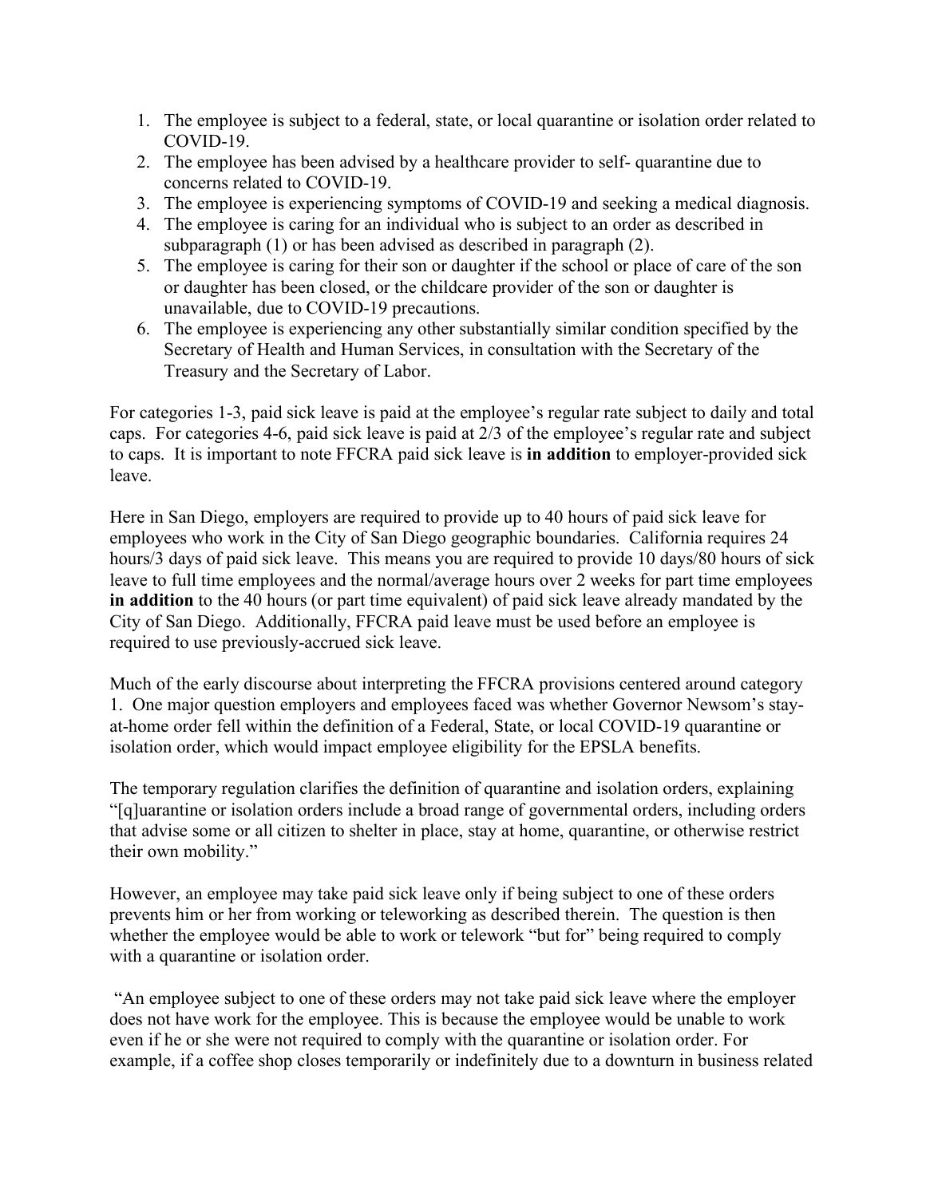1. The employee is subject to a federal, state, or local quarantine or isolation order related to COVID-19.
2. The employee has been advised by a healthcare provider to self- quarantine due to concerns related to COVID-19.
3. The employee is experiencing symptoms of COVID-19 and seeking a medical diagnosis.
4. The employee is caring for an individual who is subject to an order as described in subparagraph (1) or has been advised as described in paragraph (2).
5. The employee is caring for their son or daughter if the school or place of care of the son or daughter has been closed, or the childcare provider of the son or daughter is unavailable, due to COVID-19 precautions.
6. The employee is experiencing any other substantially similar condition specified by the Secretary of Health and Human Services, in consultation with the Secretary of the Treasury and the Secretary of Labor.

For categories 1-3, paid sick leave is paid at the employee's regular rate subject to daily and total caps. For categories 4-6, paid sick leave is paid at 2/3 of the employee's regular rate and subject to caps. It is important to note FFCRA paid sick leave is **in addition** to employer-provided sick leave.

Here in San Diego, employers are required to provide up to 40 hours of paid sick leave for employees who work in the City of San Diego geographic boundaries. California requires 24 hours/3 days of paid sick leave. This means you are required to provide 10 days/80 hours of sick leave to full time employees and the normal/average hours over 2 weeks for part time employees **in addition** to the 40 hours (or part time equivalent) of paid sick leave already mandated by the City of San Diego. Additionally, FFCRA paid leave must be used before an employee is required to use previously-accrued sick leave.

Much of the early discourse about interpreting the FFCRA provisions centered around category 1. One major question employers and employees faced was whether Governor Newsom's stay-at-home order fell within the definition of a Federal, State, or local COVID-19 quarantine or isolation order, which would impact employee eligibility for the EPSLA benefits.

The temporary regulation clarifies the definition of quarantine and isolation orders, explaining "[q]uarantine or isolation orders include a broad range of governmental orders, including orders that advise some or all citizen to shelter in place, stay at home, quarantine, or otherwise restrict their own mobility."

However, an employee may take paid sick leave only if being subject to one of these orders prevents him or her from working or teleworking as described therein. The question is then whether the employee would be able to work or telework "but for" being required to comply with a quarantine or isolation order.

"An employee subject to one of these orders may not take paid sick leave where the employer does not have work for the employee. This is because the employee would be unable to work even if he or she were not required to comply with the quarantine or isolation order. For example, if a coffee shop closes temporarily or indefinitely due to a downturn in business related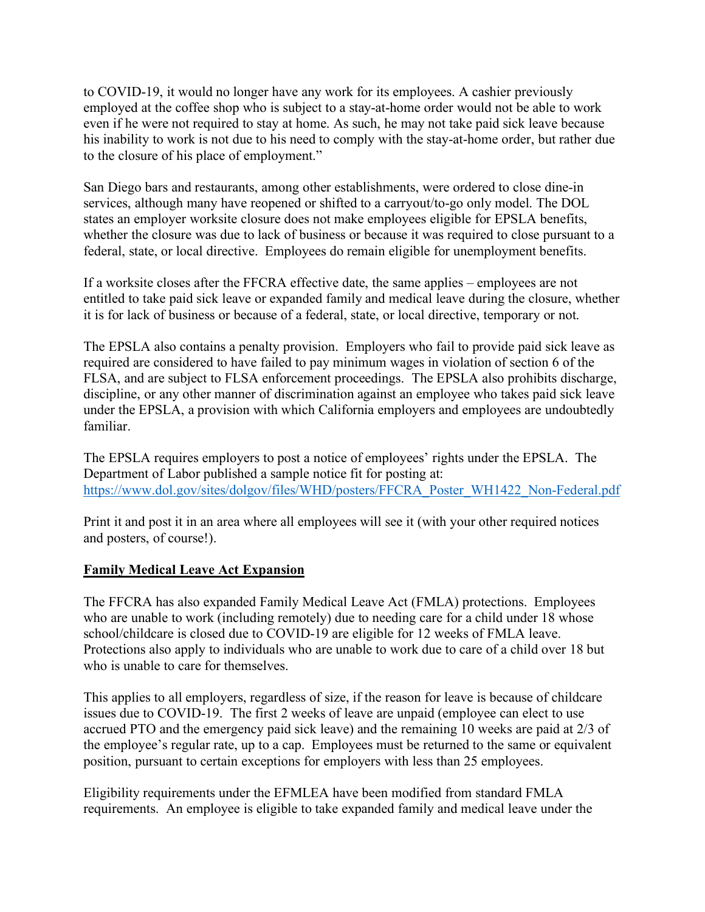to COVID-19, it would no longer have any work for its employees. A cashier previously employed at the coffee shop who is subject to a stay-at-home order would not be able to work even if he were not required to stay at home. As such, he may not take paid sick leave because his inability to work is not due to his need to comply with the stay-at-home order, but rather due to the closure of his place of employment."

San Diego bars and restaurants, among other establishments, were ordered to close dine-in services, although many have reopened or shifted to a carryout/to-go only model. The DOL states an employer worksite closure does not make employees eligible for EPSLA benefits, whether the closure was due to lack of business or because it was required to close pursuant to a federal, state, or local directive. Employees do remain eligible for unemployment benefits.

If a worksite closes after the FFCRA effective date, the same applies – employees are not entitled to take paid sick leave or expanded family and medical leave during the closure, whether it is for lack of business or because of a federal, state, or local directive, temporary or not.

The EPSLA also contains a penalty provision. Employers who fail to provide paid sick leave as required are considered to have failed to pay minimum wages in violation of section 6 of the FLSA, and are subject to FLSA enforcement proceedings. The EPSLA also prohibits discharge, discipline, or any other manner of discrimination against an employee who takes paid sick leave under the EPSLA, a provision with which California employers and employees are undoubtedly familiar.

The EPSLA requires employers to post a notice of employees' rights under the EPSLA. The Department of Labor published a sample notice fit for posting at: https://www.dol.gov/sites/dolgov/files/WHD/posters/FFCRA_Poster_WH1422_Non-Federal.pdf

Print it and post it in an area where all employees will see it (with your other required notices and posters, of course!).

**Family Medical Leave Act Expansion**

The FFCRA has also expanded Family Medical Leave Act (FMLA) protections. Employees who are unable to work (including remotely) due to needing care for a child under 18 whose school/childcare is closed due to COVID-19 are eligible for 12 weeks of FMLA leave. Protections also apply to individuals who are unable to work due to care of a child over 18 but who is unable to care for themselves.

This applies to all employers, regardless of size, if the reason for leave is because of childcare issues due to COVID-19. The first 2 weeks of leave are unpaid (employee can elect to use accrued PTO and the emergency paid sick leave) and the remaining 10 weeks are paid at 2/3 of the employee's regular rate, up to a cap. Employees must be returned to the same or equivalent position, pursuant to certain exceptions for employers with less than 25 employees.

Eligibility requirements under the EFMLEA have been modified from standard FMLA requirements. An employee is eligible to take expanded family and medical leave under the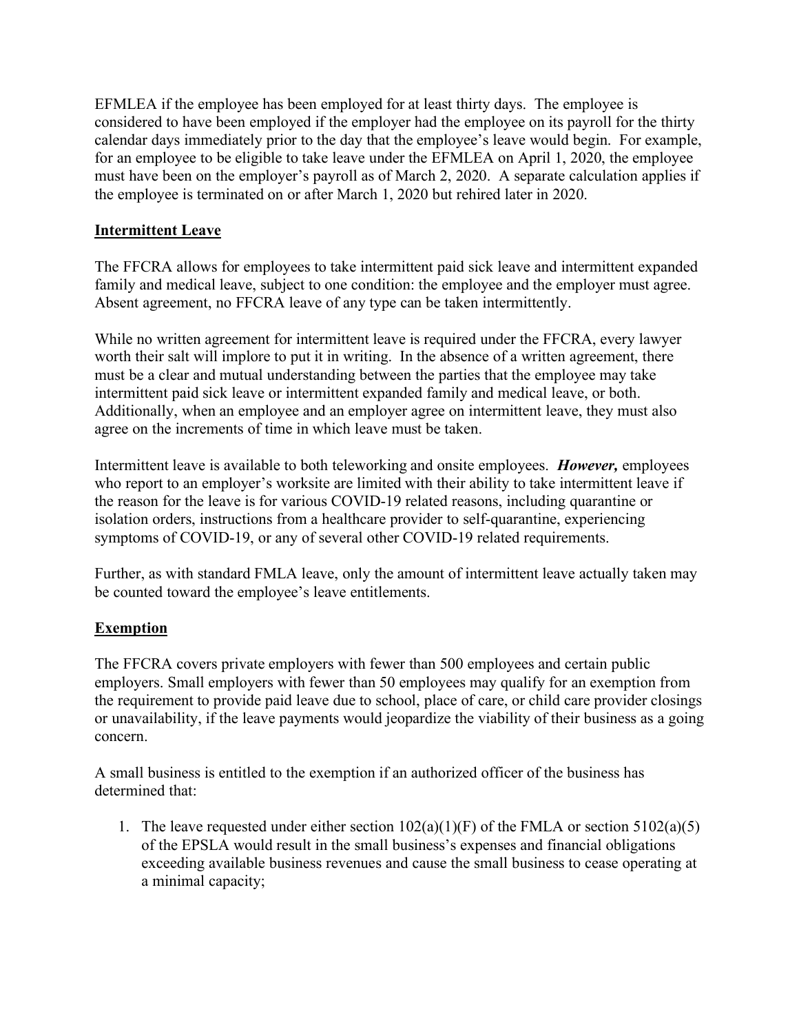EFMLEA if the employee has been employed for at least thirty days. The employee is considered to have been employed if the employer had the employee on its payroll for the thirty calendar days immediately prior to the day that the employee's leave would begin. For example, for an employee to be eligible to take leave under the EFMLEA on April 1, 2020, the employee must have been on the employer's payroll as of March 2, 2020. A separate calculation applies if the employee is terminated on or after March 1, 2020 but rehired later in 2020.

## Intermittent Leave

The FFCRA allows for employees to take intermittent paid sick leave and intermittent expanded family and medical leave, subject to one condition: the employee and the employer must agree. Absent agreement, no FFCRA leave of any type can be taken intermittently.

While no written agreement for intermittent leave is required under the FFCRA, every lawyer worth their salt will implore to put it in writing. In the absence of a written agreement, there must be a clear and mutual understanding between the parties that the employee may take intermittent paid sick leave or intermittent expanded family and medical leave, or both. Additionally, when an employee and an employer agree on intermittent leave, they must also agree on the increments of time in which leave must be taken.

Intermittent leave is available to both teleworking and onsite employees. ***However,*** employees who report to an employer's worksite are limited with their ability to take intermittent leave if the reason for the leave is for various COVID-19 related reasons, including quarantine or isolation orders, instructions from a healthcare provider to self-quarantine, experiencing symptoms of COVID-19, or any of several other COVID-19 related requirements.

Further, as with standard FMLA leave, only the amount of intermittent leave actually taken may be counted toward the employee's leave entitlements.

## Exemption

The FFCRA covers private employers with fewer than 500 employees and certain public employers. Small employers with fewer than 50 employees may qualify for an exemption from the requirement to provide paid leave due to school, place of care, or child care provider closings or unavailability, if the leave payments would jeopardize the viability of their business as a going concern.

A small business is entitled to the exemption if an authorized officer of the business has determined that:

1. The leave requested under either section 102(a)(1)(F) of the FMLA or section 5102(a)(5) of the EPSLA would result in the small business's expenses and financial obligations exceeding available business revenues and cause the small business to cease operating at a minimal capacity;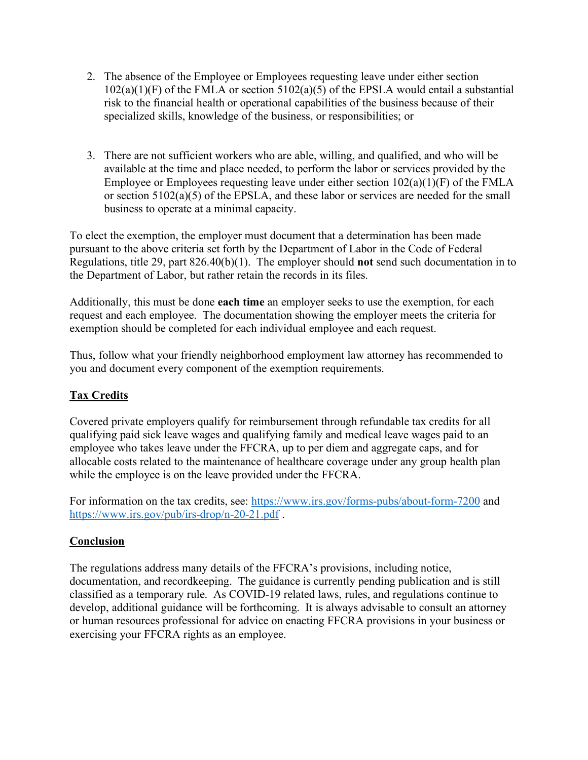2. The absence of the Employee or Employees requesting leave under either section 102(a)(1)(F) of the FMLA or section 5102(a)(5) of the EPSLA would entail a substantial risk to the financial health or operational capabilities of the business because of their specialized skills, knowledge of the business, or responsibilities; or

3. There are not sufficient workers who are able, willing, and qualified, and who will be available at the time and place needed, to perform the labor or services provided by the Employee or Employees requesting leave under either section 102(a)(1)(F) of the FMLA or section 5102(a)(5) of the EPSLA, and these labor or services are needed for the small business to operate at a minimal capacity.

To elect the exemption, the employer must document that a determination has been made pursuant to the above criteria set forth by the Department of Labor in the Code of Federal Regulations, title 29, part 826.40(b)(1). The employer should **not** send such documentation in to the Department of Labor, but rather retain the records in its files.

Additionally, this must be done **each time** an employer seeks to use the exemption, for each request and each employee. The documentation showing the employer meets the criteria for exemption should be completed for each individual employee and each request.

Thus, follow what your friendly neighborhood employment law attorney has recommended to you and document every component of the exemption requirements.

## Tax Credits

Covered private employers qualify for reimbursement through refundable tax credits for all qualifying paid sick leave wages and qualifying family and medical leave wages paid to an employee who takes leave under the FFCRA, up to per diem and aggregate caps, and for allocable costs related to the maintenance of healthcare coverage under any group health plan while the employee is on the leave provided under the FFCRA.

For information on the tax credits, see: [https://www.irs.gov/forms-pubs/about-form-7200](https://www.irs.gov/forms-pubs/about-form-7200) and [https://www.irs.gov/pub/irs-drop/n-20-21.pdf](https://www.irs.gov/pub/irs-drop/n-20-21.pdf) .

## Conclusion

The regulations address many details of the FFCRA's provisions, including notice, documentation, and recordkeeping. The guidance is currently pending publication and is still classified as a temporary rule. As COVID-19 related laws, rules, and regulations continue to develop, additional guidance will be forthcoming. It is always advisable to consult an attorney or human resources professional for advice on enacting FFCRA provisions in your business or exercising your FFCRA rights as an employee.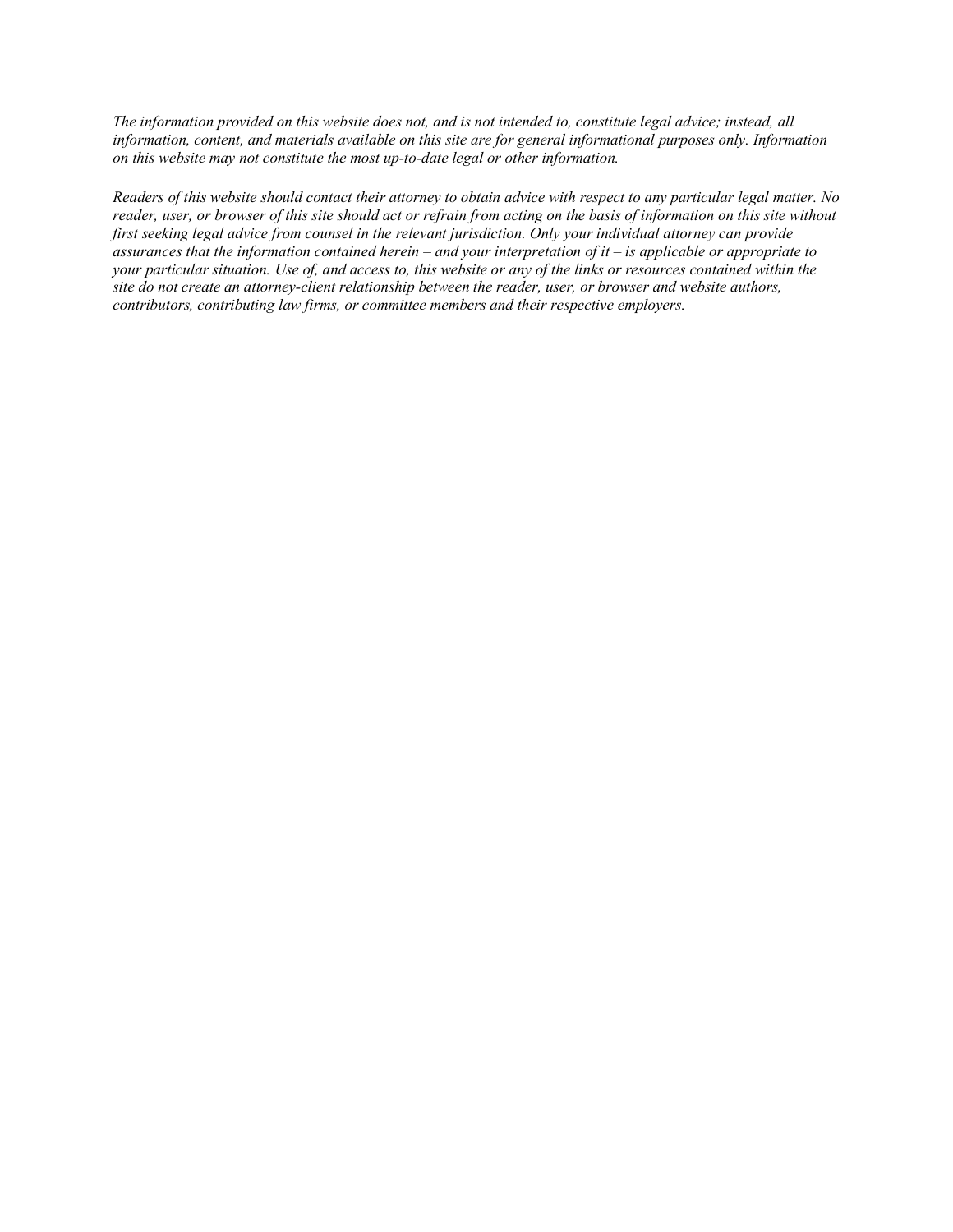*The information provided on this website does not, and is not intended to, constitute legal advice; instead, all information, content, and materials available on this site are for general informational purposes only. Information on this website may not constitute the most up-to-date legal or other information.*

*Readers of this website should contact their attorney to obtain advice with respect to any particular legal matter. No reader, user, or browser of this site should act or refrain from acting on the basis of information on this site without first seeking legal advice from counsel in the relevant jurisdiction. Only your individual attorney can provide assurances that the information contained herein – and your interpretation of it – is applicable or appropriate to your particular situation. Use of, and access to, this website or any of the links or resources contained within the site do not create an attorney-client relationship between the reader, user, or browser and website authors, contributors, contributing law firms, or committee members and their respective employers.*